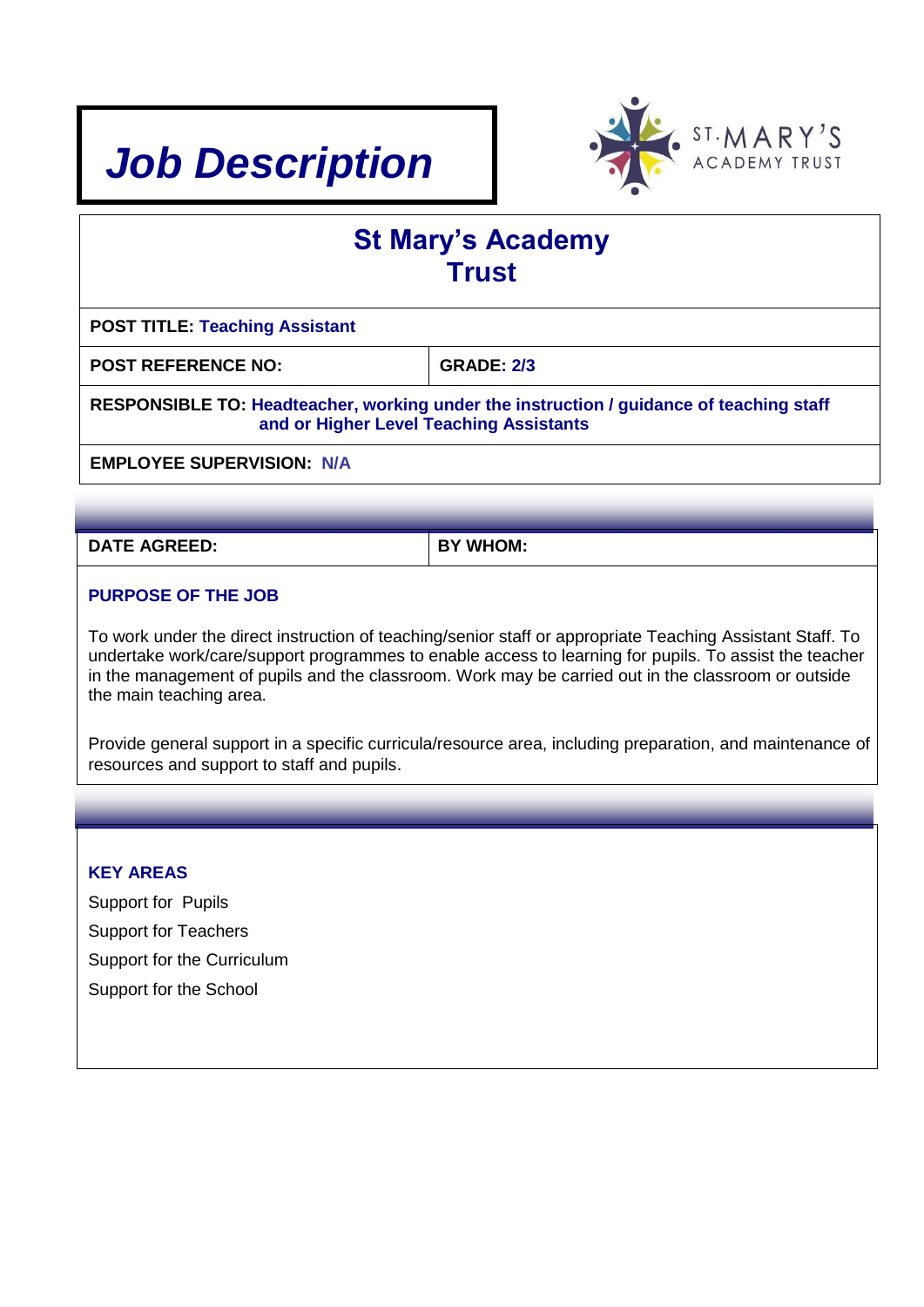# Job Description

ST·MARY'S ACADEMY TRUST

## St Mary's Academy Trust

| POST TITLE: Teaching Assistant | |
|---|---|
| **POST REFERENCE NO:** | **GRADE:** 2/3 |
| **RESPONSIBLE TO:** Headteacher, working under the instruction / guidance of teaching staff and or Higher Level Teaching Assistants | |
| **EMPLOYEE SUPERVISION:** N/A | |

| DATE AGREED: | BY WHOM: |
|---|---|

### PURPOSE OF THE JOB

To work under the direct instruction of teaching/senior staff or appropriate Teaching Assistant Staff. To undertake work/care/support programmes to enable access to learning for pupils. To assist the teacher in the management of pupils and the classroom. Work may be carried out in the classroom or outside the main teaching area.

Provide general support in a specific curricula/resource area, including preparation, and maintenance of resources and support to staff and pupils.

### KEY AREAS

Support for Pupils

Support for Teachers

Support for the Curriculum

Support for the School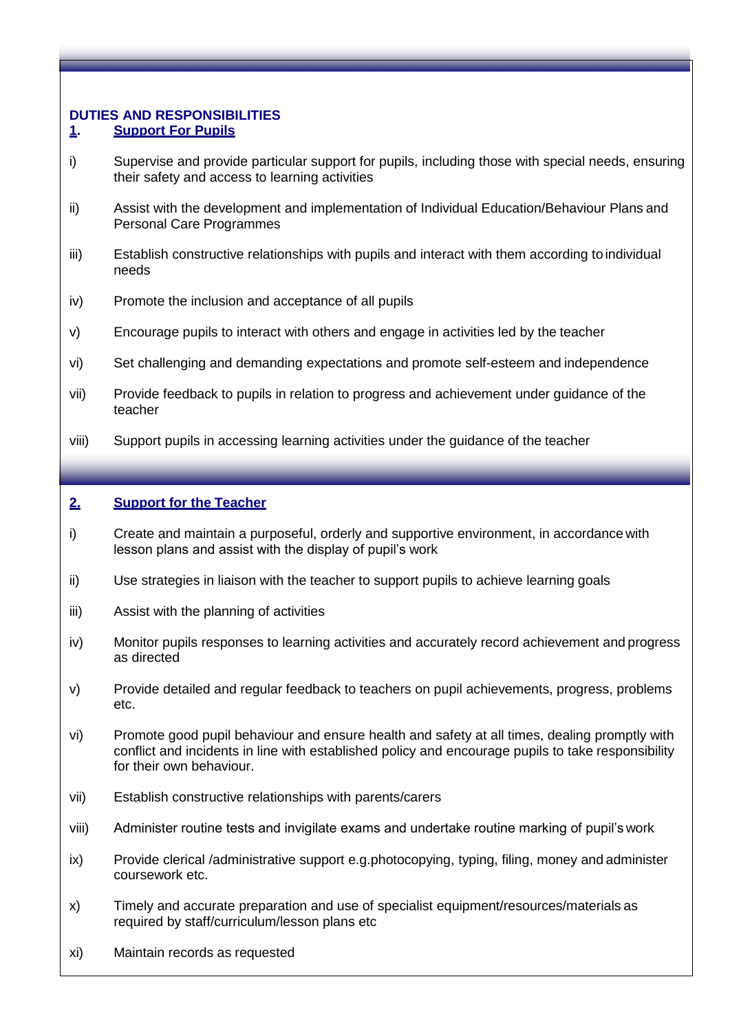**DUTIES AND RESPONSIBILITIES**

## 1. Support For Pupils

i) Supervise and provide particular support for pupils, including those with special needs, ensuring their safety and access to learning activities

ii) Assist with the development and implementation of Individual Education/Behaviour Plans and Personal Care Programmes

iii) Establish constructive relationships with pupils and interact with them according to individual needs

iv) Promote the inclusion and acceptance of all pupils

v) Encourage pupils to interact with others and engage in activities led by the teacher

vi) Set challenging and demanding expectations and promote self-esteem and independence

vii) Provide feedback to pupils in relation to progress and achievement under guidance of the teacher

viii) Support pupils in accessing learning activities under the guidance of the teacher

## 2. Support for the Teacher

i) Create and maintain a purposeful, orderly and supportive environment, in accordance with lesson plans and assist with the display of pupil's work

ii) Use strategies in liaison with the teacher to support pupils to achieve learning goals

iii) Assist with the planning of activities

iv) Monitor pupils responses to learning activities and accurately record achievement and progress as directed

v) Provide detailed and regular feedback to teachers on pupil achievements, progress, problems etc.

vi) Promote good pupil behaviour and ensure health and safety at all times, dealing promptly with conflict and incidents in line with established policy and encourage pupils to take responsibility for their own behaviour.

vii) Establish constructive relationships with parents/carers

viii) Administer routine tests and invigilate exams and undertake routine marking of pupil's work

ix) Provide clerical /administrative support e.g.photocopying, typing, filing, money and administer coursework etc.

x) Timely and accurate preparation and use of specialist equipment/resources/materials as required by staff/curriculum/lesson plans etc

xi) Maintain records as requested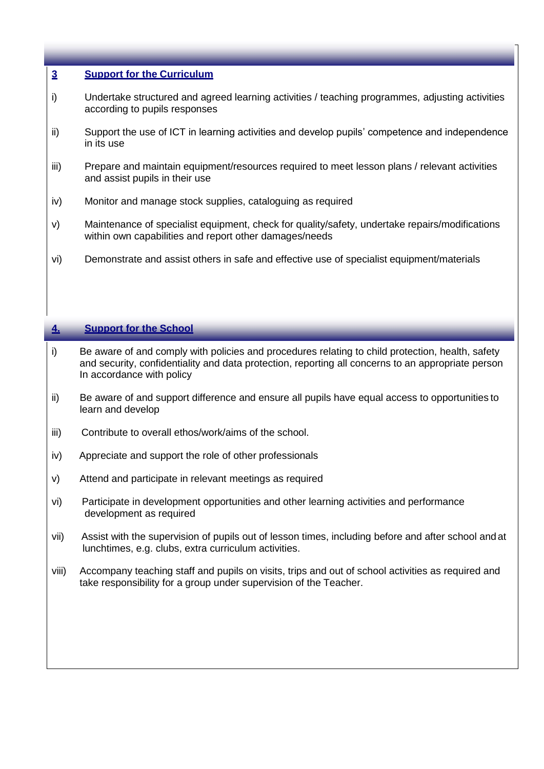## 3 Support for the Curriculum

i) Undertake structured and agreed learning activities / teaching programmes, adjusting activities according to pupils responses

ii) Support the use of ICT in learning activities and develop pupils' competence and independence in its use

iii) Prepare and maintain equipment/resources required to meet lesson plans / relevant activities and assist pupils in their use

iv) Monitor and manage stock supplies, cataloguing as required

v) Maintenance of specialist equipment, check for quality/safety, undertake repairs/modifications within own capabilities and report other damages/needs

vi) Demonstrate and assist others in safe and effective use of specialist equipment/materials

## 4. Support for the School

i) Be aware of and comply with policies and procedures relating to child protection, health, safety and security, confidentiality and data protection, reporting all concerns to an appropriate person In accordance with policy

ii) Be aware of and support difference and ensure all pupils have equal access to opportunities to learn and develop

iii) Contribute to overall ethos/work/aims of the school.

iv) Appreciate and support the role of other professionals

v) Attend and participate in relevant meetings as required

vi) Participate in development opportunities and other learning activities and performance development as required

vii) Assist with the supervision of pupils out of lesson times, including before and after school and at lunchtimes, e.g. clubs, extra curriculum activities.

viii) Accompany teaching staff and pupils on visits, trips and out of school activities as required and take responsibility for a group under supervision of the Teacher.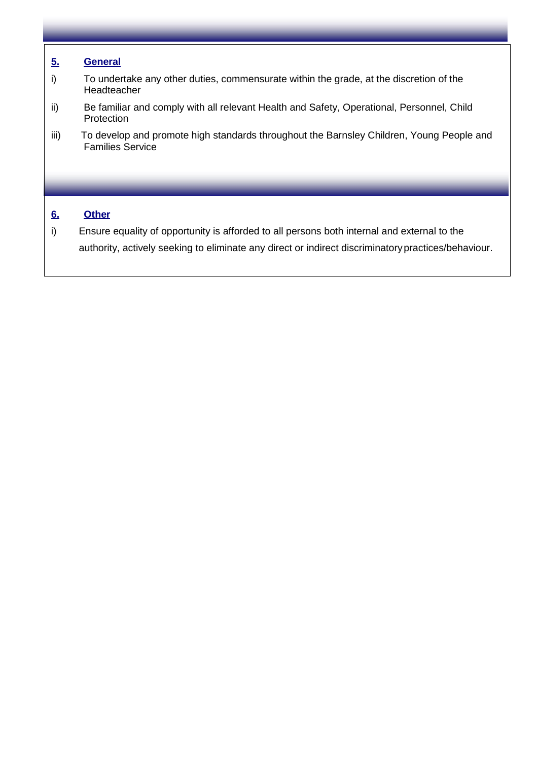## 5. General

i) To undertake any other duties, commensurate within the grade, at the discretion of the Headteacher

ii) Be familiar and comply with all relevant Health and Safety, Operational, Personnel, Child Protection

iii) To develop and promote high standards throughout the Barnsley Children, Young People and Families Service

## 6. Other

i) Ensure equality of opportunity is afforded to all persons both internal and external to the authority, actively seeking to eliminate any direct or indirect discriminatory practices/behaviour.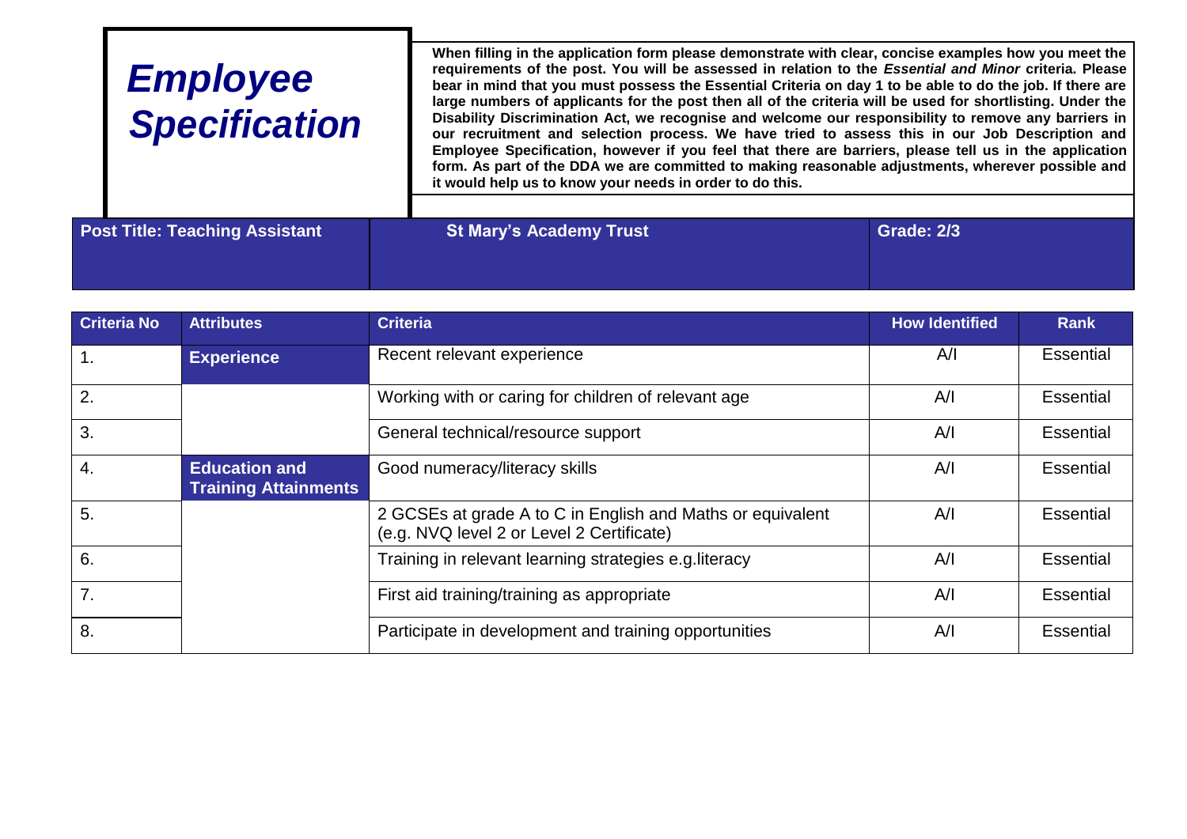# *Employee Specification*

**When filling in the application form please demonstrate with clear, concise examples how you meet the requirements of the post. You will be assessed in relation to the *Essential and Minor* criteria. Please bear in mind that you must possess the Essential Criteria on day 1 to be able to do the job. If there are large numbers of applicants for the post then all of the criteria will be used for shortlisting. Under the Disability Discrimination Act, we recognise and welcome our responsibility to remove any barriers in our recruitment and selection process. We have tried to assess this in our Job Description and Employee Specification, however if you feel that there are barriers, please tell us in the application form. As part of the DDA we are committed to making reasonable adjustments, wherever possible and it would help us to know your needs in order to do this.**

| Post Title: Teaching Assistant | St Mary's Academy Trust | Grade: 2/3 |
|---|---|---|

| Criteria No | Attributes | Criteria | How Identified | Rank |
|---|---|---|---|---|
| 1. | **Experience** | Recent relevant experience | A/I | Essential |
| 2. | | Working with or caring for children of relevant age | A/I | Essential |
| 3. | | General technical/resource support | A/I | Essential |
| 4. | **Education and Training Attainments** | Good numeracy/literacy skills | A/I | Essential |
| 5. | | 2 GCSEs at grade A to C in English and Maths or equivalent (e.g. NVQ level 2 or Level 2 Certificate) | A/I | Essential |
| 6. | | Training in relevant learning strategies e.g.literacy | A/I | Essential |
| 7. | | First aid training/training as appropriate | A/I | Essential |
| 8. | | Participate in development and training opportunities | A/I | Essential |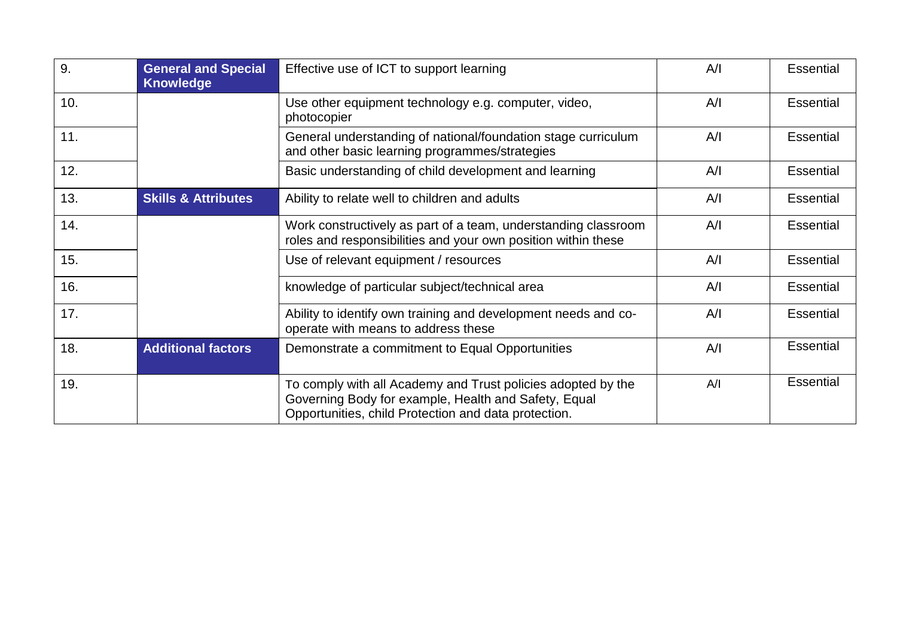| | | | | |
|---|---|---|---|---|
| 9. | **General and Special Knowledge** | Effective use of ICT to support learning | A/I | Essential |
| 10. | | Use other equipment technology e.g. computer, video, photocopier | A/I | Essential |
| 11. | | General understanding of national/foundation stage curriculum and other basic learning programmes/strategies | A/I | Essential |
| 12. | | Basic understanding of child development and learning | A/I | Essential |
| 13. | **Skills & Attributes** | Ability to relate well to children and adults | A/I | Essential |
| 14. | | Work constructively as part of a team, understanding classroom roles and responsibilities and your own position within these | A/I | Essential |
| 15. | | Use of relevant equipment / resources | A/I | Essential |
| 16. | | knowledge of particular subject/technical area | A/I | Essential |
| 17. | | Ability to identify own training and development needs and co-operate with means to address these | A/I | Essential |
| 18. | **Additional factors** | Demonstrate a commitment to Equal Opportunities | A/I | Essential |
| 19. | | To comply with all Academy and Trust policies adopted by the Governing Body for example, Health and Safety, Equal Opportunities, child Protection and data protection. | A/I | Essential |